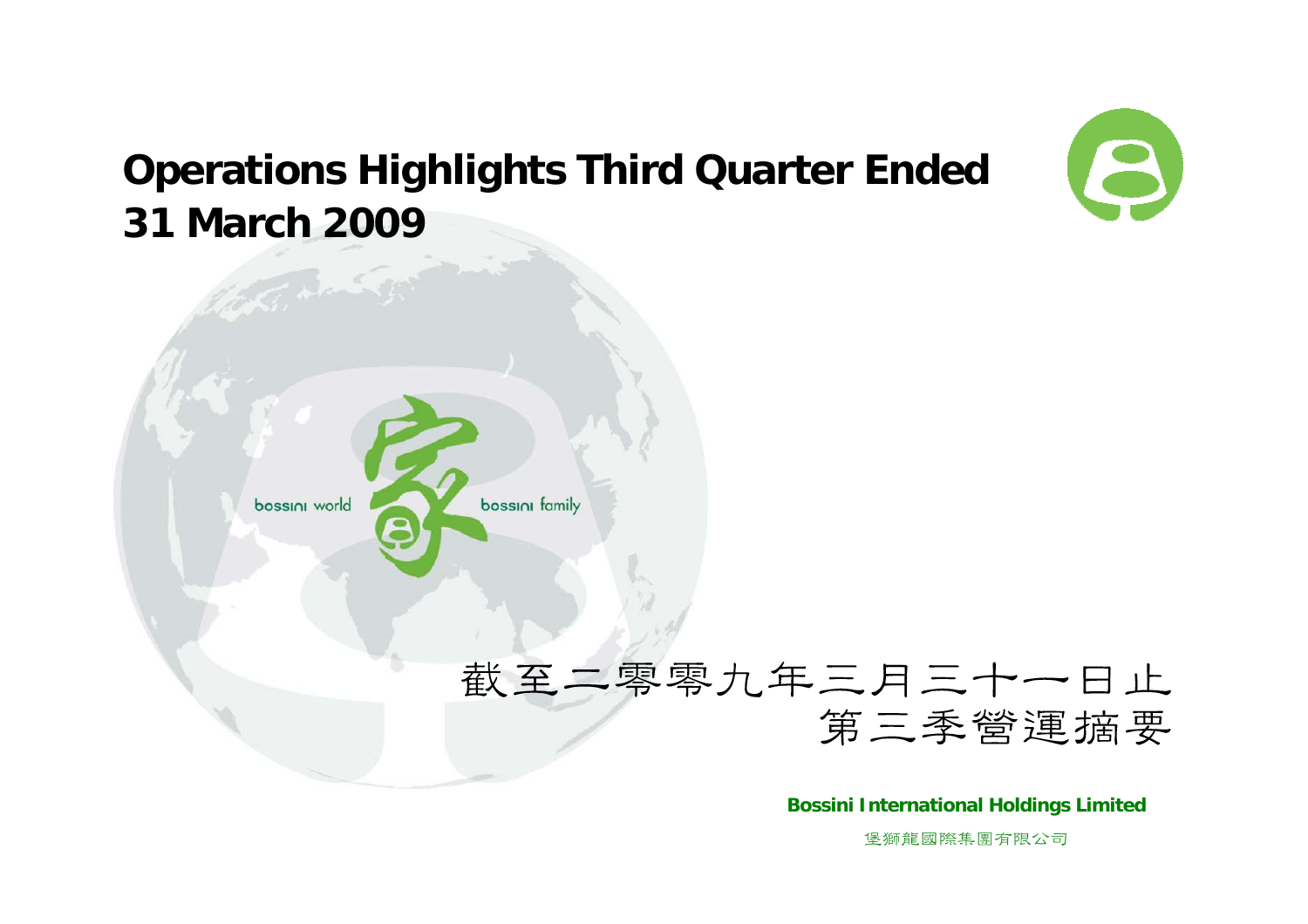# Operations Highlights Third Quarter Ended 31 March 2009

bossini world 家 bossini family

截至二零零九年三月三十一日止
第三季營運摘要

**Bossini International Holdings Limited**

堡獅龍國際集團有限公司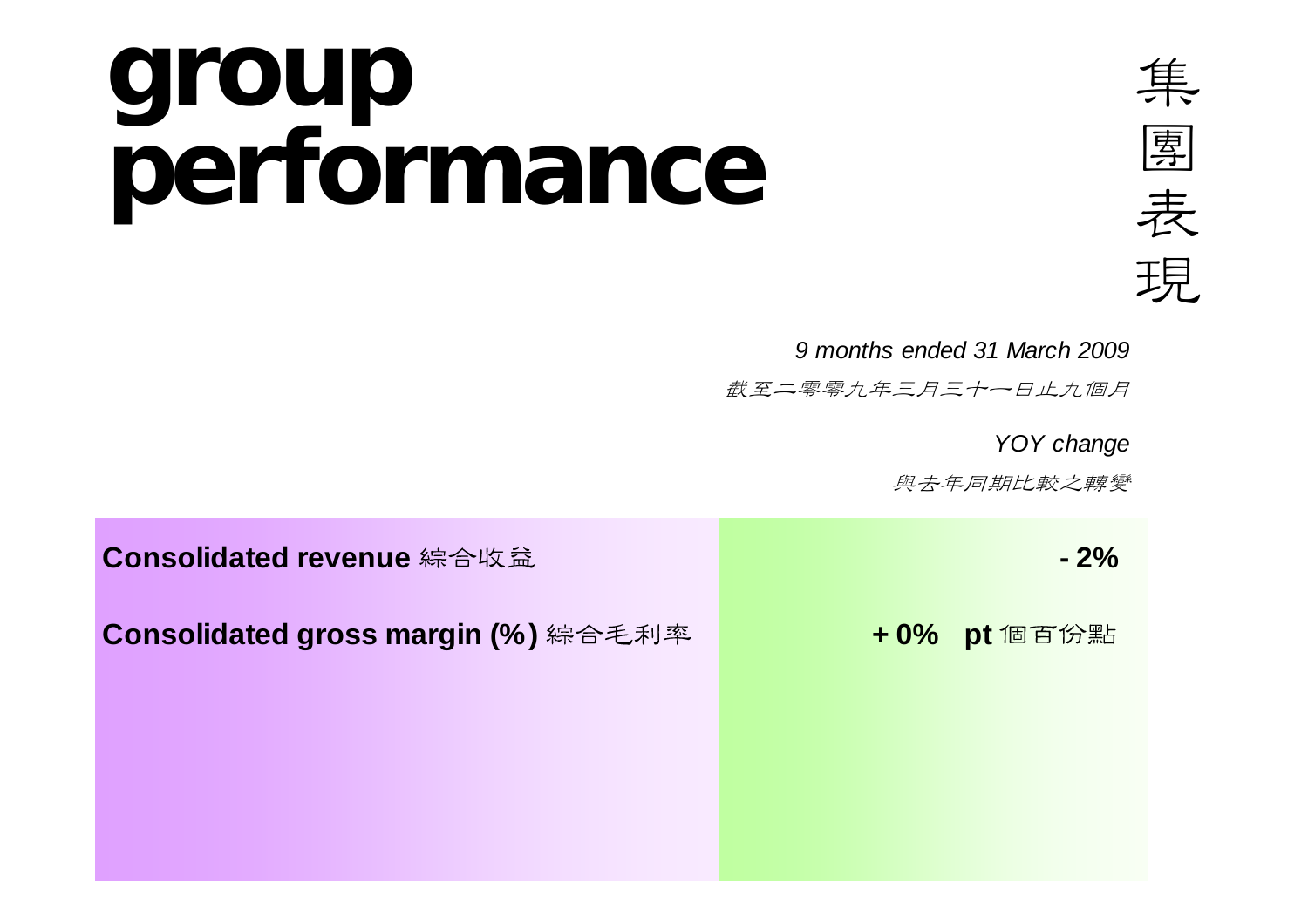# group performance

# 集團表現

| | *9 months ended 31 March 2009*<br>*截至二零零九年三月三十一日止九個月*<br><br>*YOY change*<br>*與去年同期比較之轉變* |
|---|---|
| **Consolidated revenue** 綜合收益 | **- 2%** |
| **Consolidated gross margin (%)** 綜合毛利率 | **+ 0% pt** 個百份點 |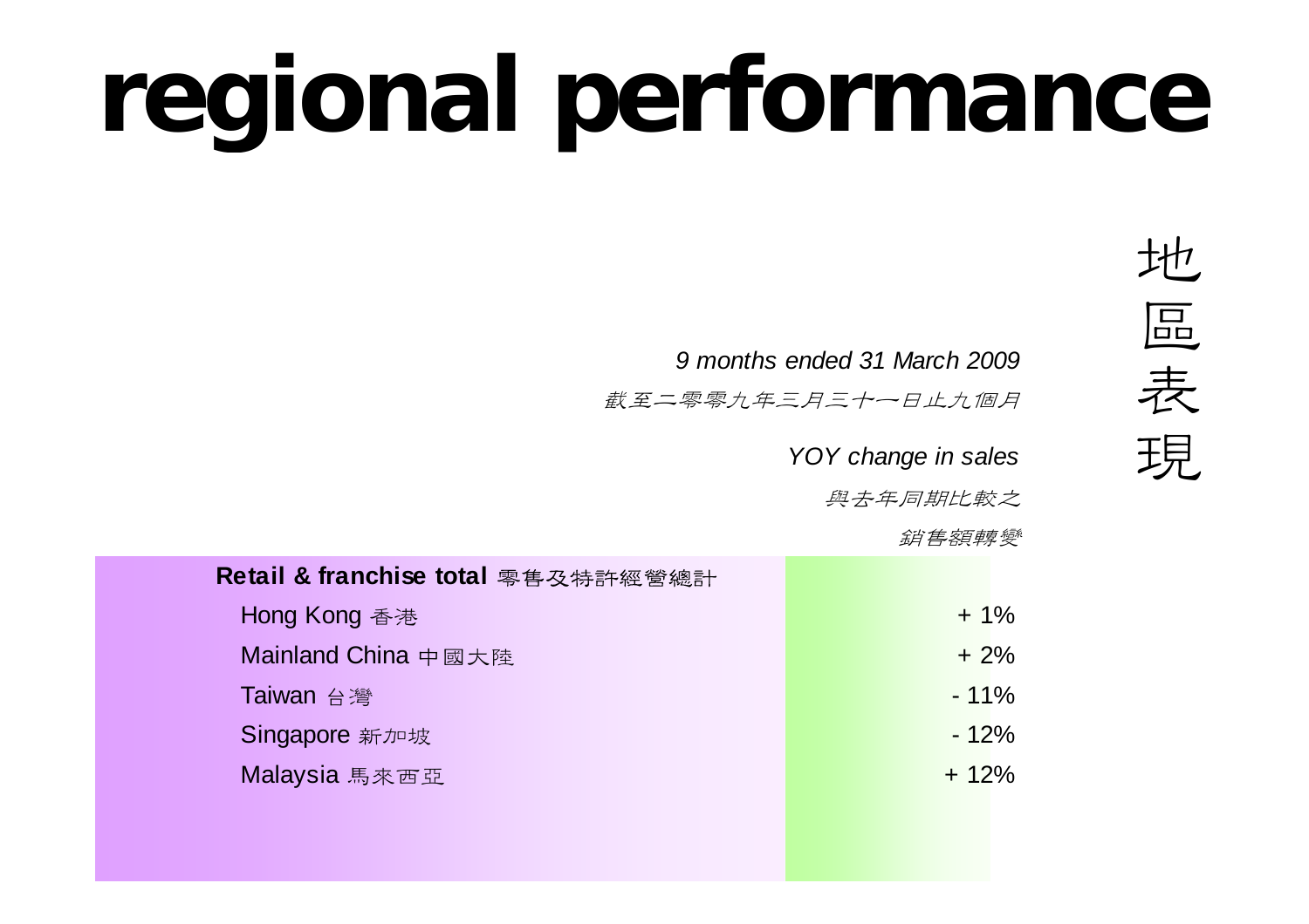# regional performance

地區表現

| | *9 months ended 31 March 2009*<br>*截至二零零九年三月三十一日止九個月*<br><br>*YOY change in sales*<br>*與去年同期比較之銷售額轉變* |
|---|---|
| **Retail & franchise total 零售及特許經營總計** | |
| Hong Kong 香港 | + 1% |
| Mainland China 中國大陸 | + 2% |
| Taiwan 台灣 | - 11% |
| Singapore 新加坡 | - 12% |
| Malaysia 馬來西亞 | + 12% |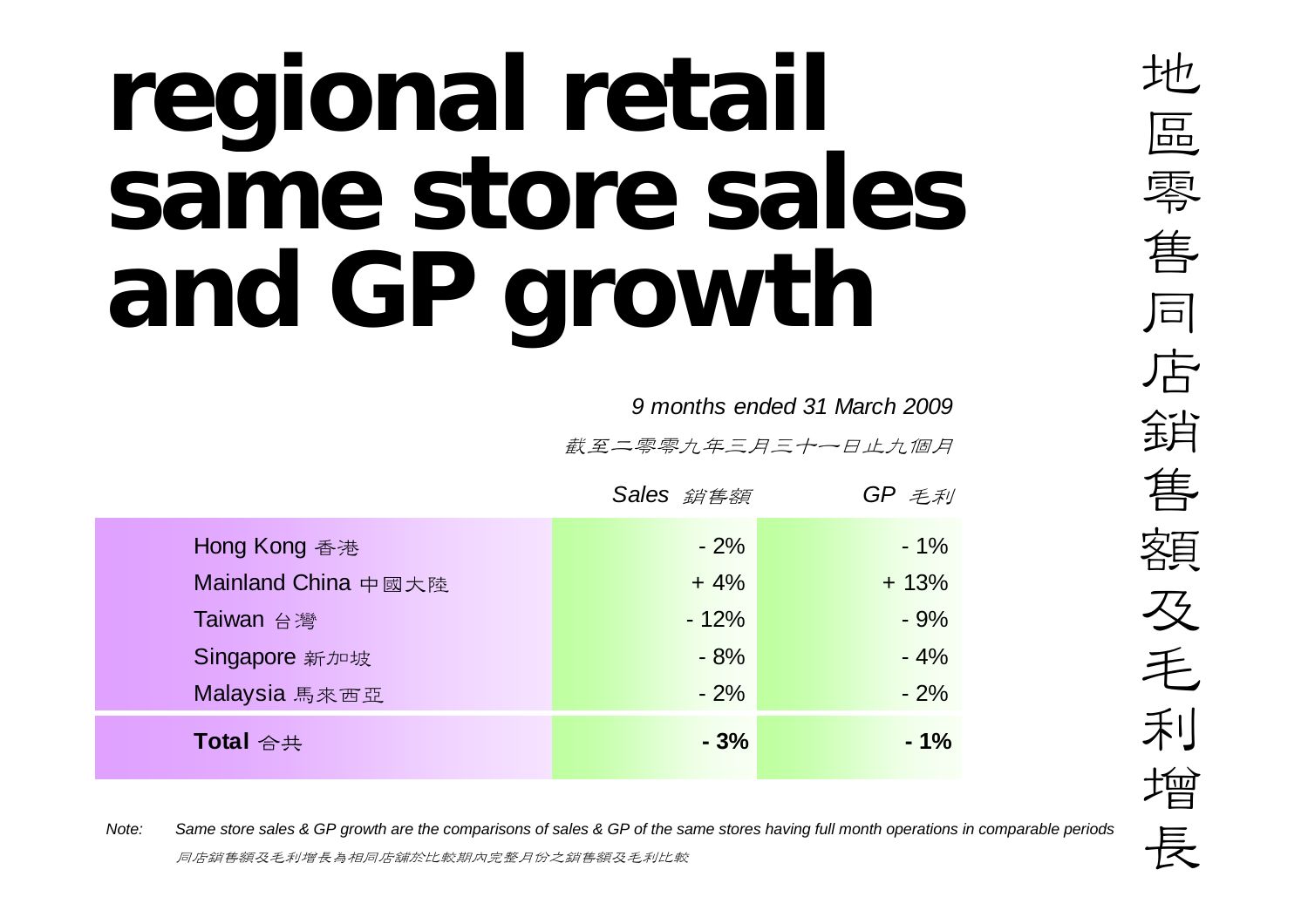# regional retail same store sales and GP growth

地區零售同店銷售額及毛利增長

*9 months ended 31 March 2009*

*截至二零零九年三月三十一日止九個月*

| | *Sales 銷售額* | *GP 毛利* |
|---|---|---|
| Hong Kong 香港 | - 2% | - 1% |
| Mainland China 中國大陸 | + 4% | + 13% |
| Taiwan 台灣 | - 12% | - 9% |
| Singapore 新加坡 | - 8% | - 4% |
| Malaysia 馬來西亞 | - 2% | - 2% |
| **Total** 合共 | **- 3%** | **- 1%** |

*Note:* *Same store sales & GP growth are the comparisons of sales & GP of the same stores having full month operations in comparable periods*

*同店銷售額及毛利增長為相同店舖於比較期內完整月份之銷售額及毛利比較*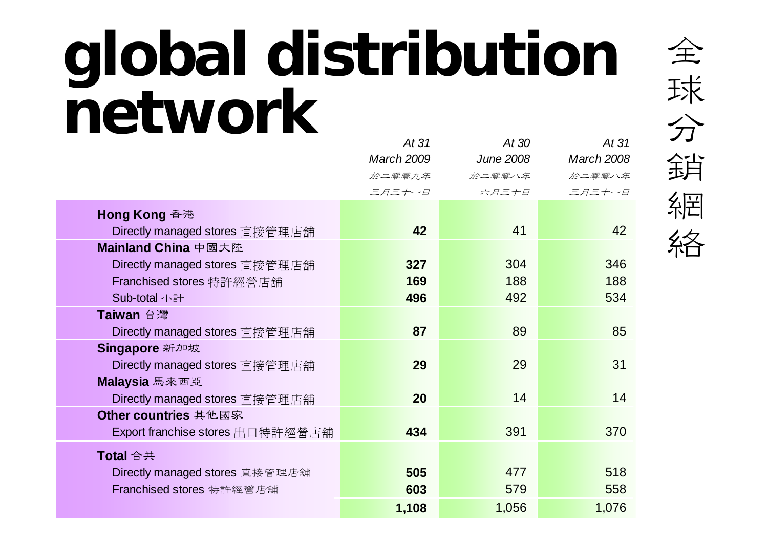# global distribution network

# 全球分銷網絡

| | At 31 March 2009 於二零零九年三月三十一日 | At 30 June 2008 於二零零八年六月三十日 | At 31 March 2008 於二零零八年三月三十一日 |
|---|---|---|---|
| **Hong Kong 香港** | | | |
| Directly managed stores 直接管理店舖 | **42** | 41 | 42 |
| **Mainland China 中國大陸** | | | |
| Directly managed stores 直接管理店舖 | **327** | 304 | 346 |
| Franchised stores 特許經營店舖 | **169** | 188 | 188 |
| Sub-total 小計 | **496** | 492 | 534 |
| **Taiwan 台灣** | | | |
| Directly managed stores 直接管理店舖 | **87** | 89 | 85 |
| **Singapore 新加坡** | | | |
| Directly managed stores 直接管理店舖 | **29** | 29 | 31 |
| **Malaysia 馬來西亞** | | | |
| Directly managed stores 直接管理店舖 | **20** | 14 | 14 |
| **Other countries 其他國家** | | | |
| Export franchise stores 出口特許經營店舖 | **434** | 391 | 370 |
| **Total 合共** | | | |
| Directly managed stores 直接管理店舖 | **505** | 477 | 518 |
| Franchised stores 特許經營店舖 | **603** | 579 | 558 |
| | **1,108** | 1,056 | 1,076 |